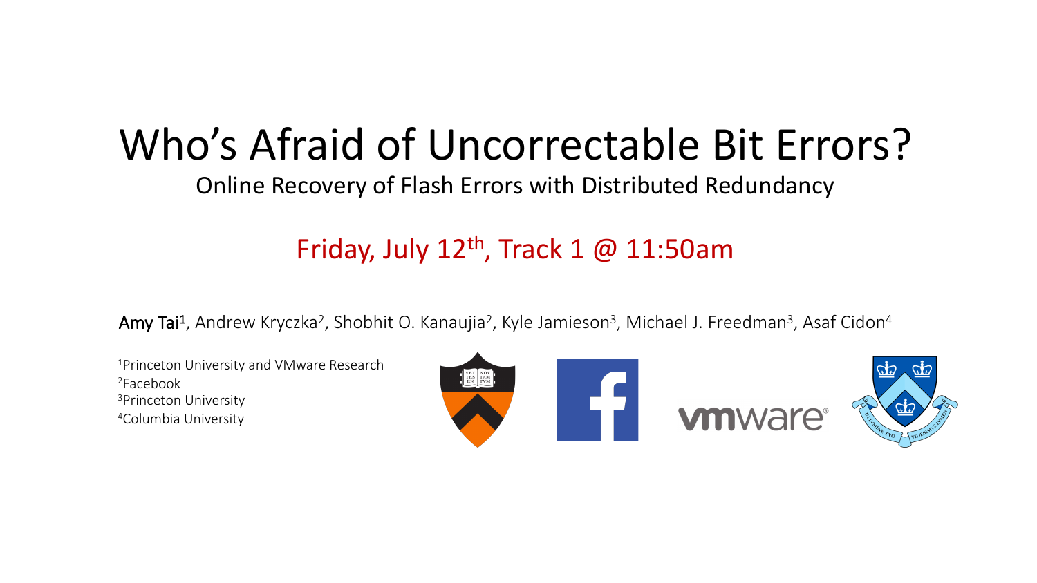# Who's Afraid of Uncorrectable Bit Errors?

## Online Recovery of Flash Errors with Distributed Redundancy

Friday, July 12th, Track 1 @ 11:50am

**Amy Tai**[1], Andrew Kryczka[2], Shobhit O. Kanaujia[2], Kyle Jamieson[3], Michael J. Freedman[3], Asaf Cidon[4]

[1]Princeton University and VMware Research
[2]Facebook
[3]Princeton University
[4]Columbia University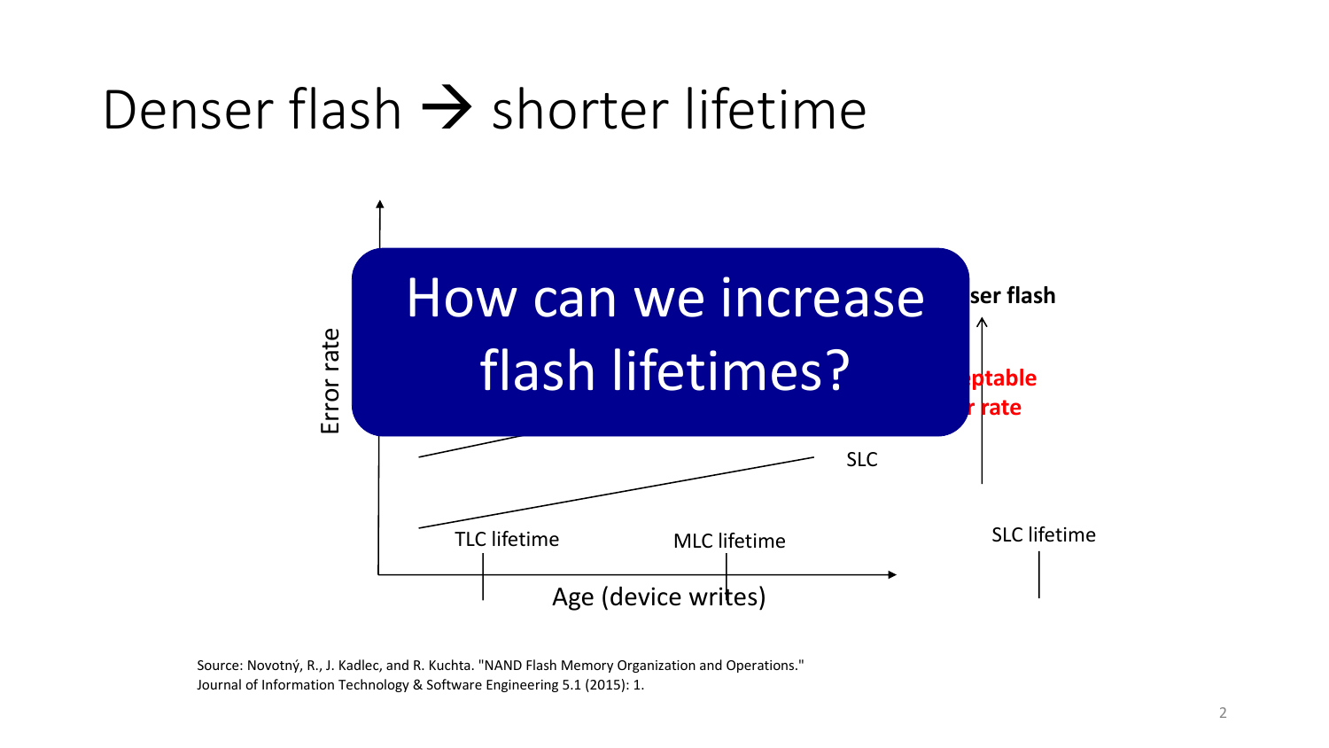# Denser flash → shorter lifetime

Error rate

**How can we increase flash lifetimes?**

**ser flash**

**ptable**
**r rate**

SLC

TLC lifetime

MLC lifetime

SLC lifetime

Age (device writes)

Source: Novotný, R., J. Kadlec, and R. Kuchta. "NAND Flash Memory Organization and Operations." Journal of Information Technology & Software Engineering 5.1 (2015): 1.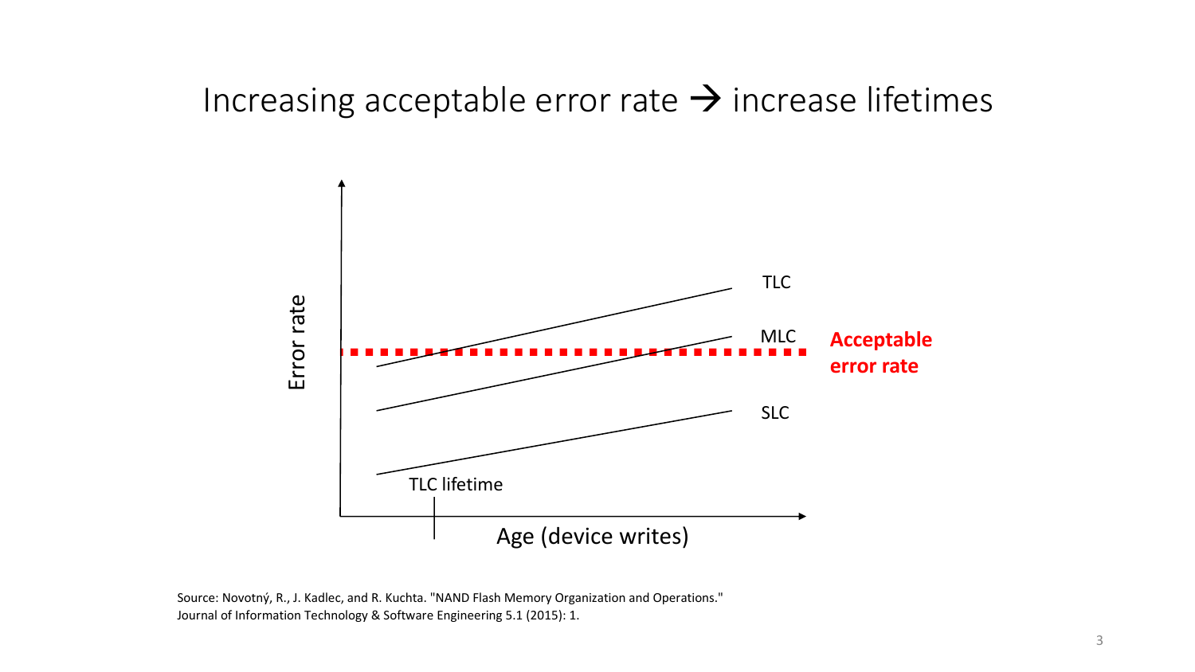# Increasing acceptable error rate → increase lifetimes

Error rate

TLC

MLC

SLC

Acceptable error rate

TLC lifetime

Age (device writes)

Source: Novotný, R., J. Kadlec, and R. Kuchta. "NAND Flash Memory Organization and Operations." Journal of Information Technology & Software Engineering 5.1 (2015): 1.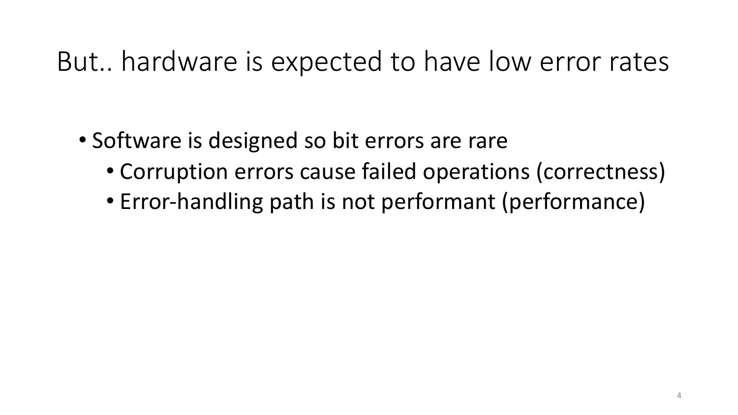# But.. hardware is expected to have low error rates

- Software is designed so bit errors are rare
  - Corruption errors cause failed operations (correctness)
  - Error-handling path is not performant (performance)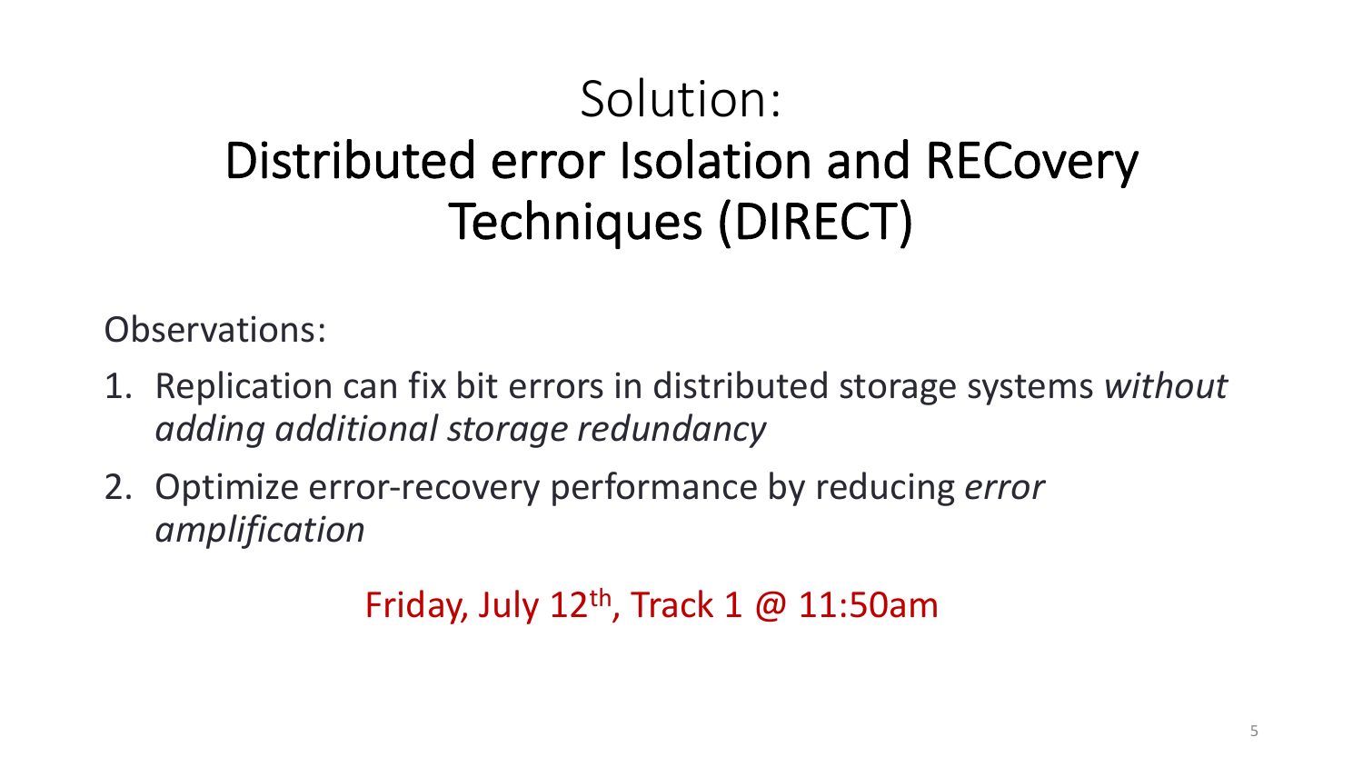# Solution:
# Distributed error Isolation and RECovery Techniques (DIRECT)

Observations:

1. Replication can fix bit errors in distributed storage systems *without adding additional storage redundancy*
2. Optimize error-recovery performance by reducing *error amplification*

Friday, July 12$^{th}$, Track 1 @ 11:50am